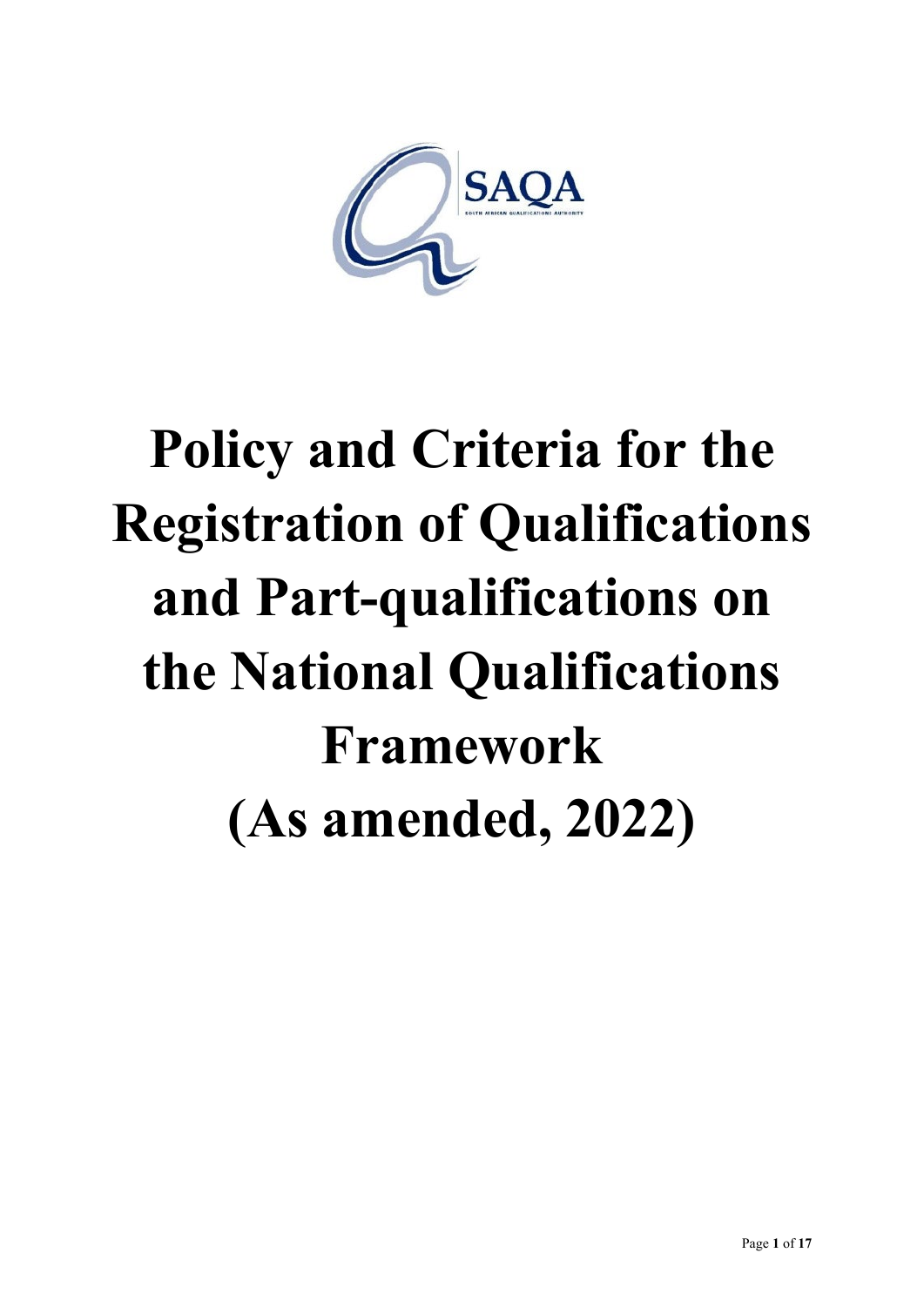SAQA

SOUTH AFRICAN QUALIFICATIONS AUTHORITY

# Policy and Criteria for the Registration of Qualifications and Part-qualifications on the National Qualifications Framework (As amended, 2022)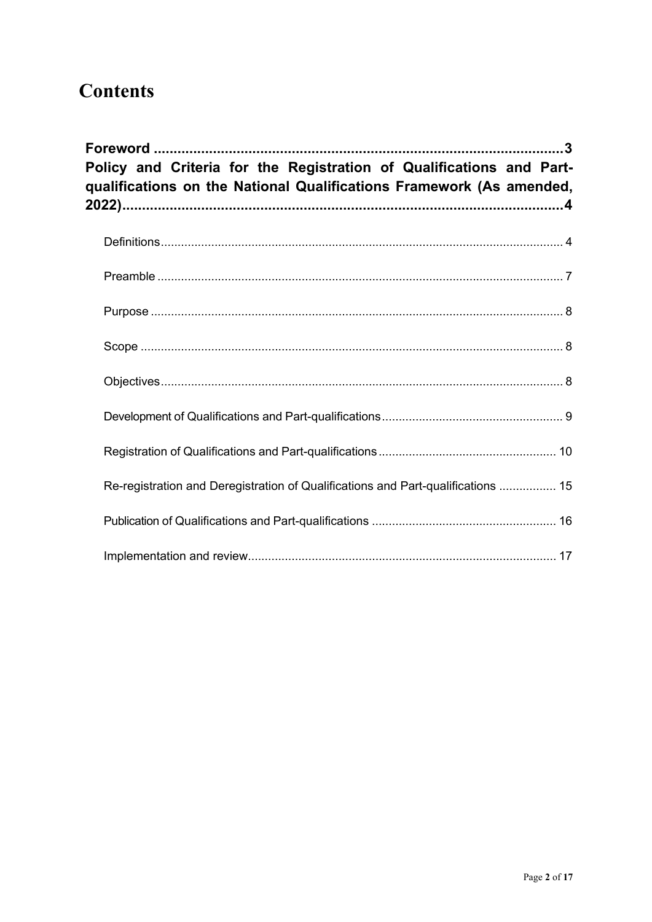# Contents

**Foreword** ........................................................................................................ **3**

**Policy and Criteria for the Registration of Qualifications and Part-qualifications on the National Qualifications Framework (As amended, 2022)** ........................................................................................................ **4**

- Definitions ........................................................................................................ 4
- Preamble ........................................................................................................ 7
- Purpose ........................................................................................................ 8
- Scope ........................................................................................................ 8
- Objectives ........................................................................................................ 8
- Development of Qualifications and Part-qualifications ........................................ 9
- Registration of Qualifications and Part-qualifications ........................................ 10
- Re-registration and Deregistration of Qualifications and Part-qualifications ................. 15
- Publication of Qualifications and Part-qualifications ........................................ 16
- Implementation and review ........................................................................ 17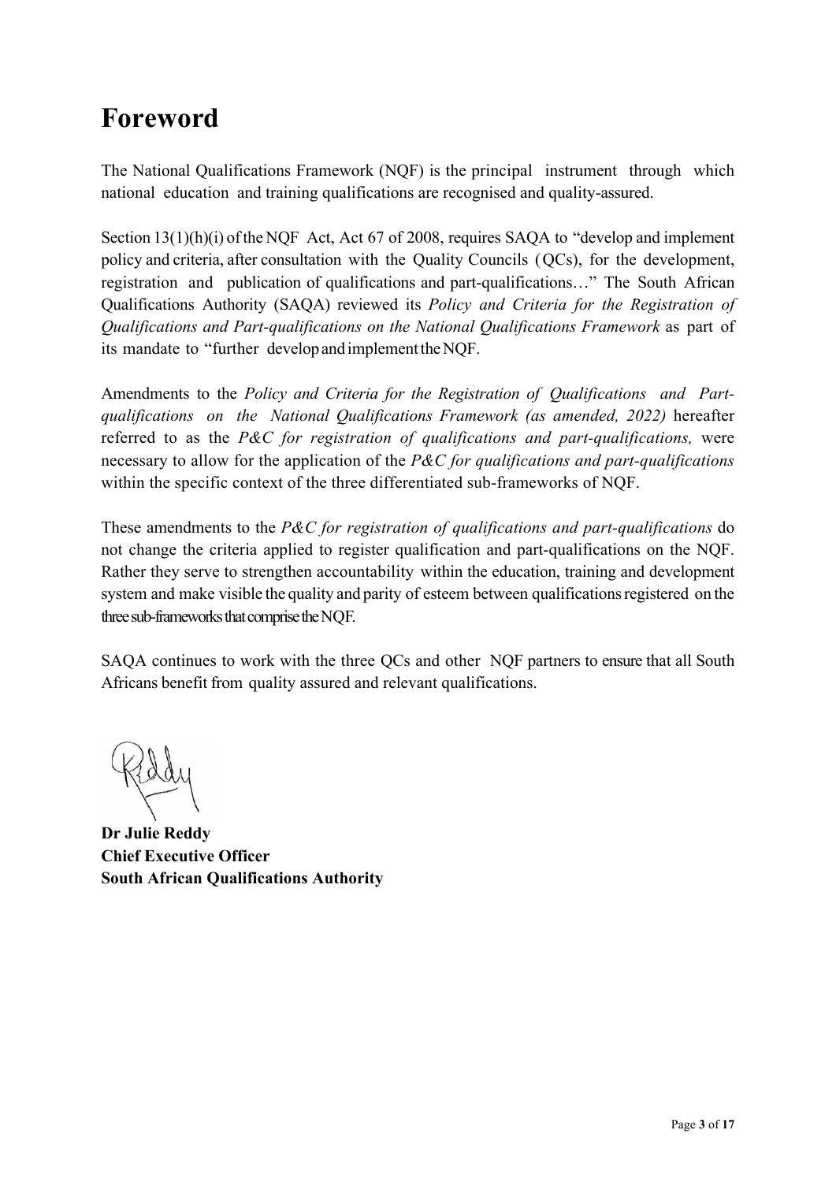# Foreword

The National Qualifications Framework (NQF) is the principal instrument through which national education and training qualifications are recognised and quality-assured.

Section 13(1)(h)(i) of the NQF Act, Act 67 of 2008, requires SAQA to "develop and implement policy and criteria, after consultation with the Quality Councils (QCs), for the development, registration and publication of qualifications and part-qualifications…" The South African Qualifications Authority (SAQA) reviewed its *Policy and Criteria for the Registration of Qualifications and Part-qualifications on the National Qualifications Framework* as part of its mandate to "further develop and implement the NQF.

Amendments to the *Policy and Criteria for the Registration of Qualifications and Part-qualifications on the National Qualifications Framework (as amended, 2022)* hereafter referred to as the *P&C for registration of qualifications and part-qualifications,* were necessary to allow for the application of the *P&C for qualifications and part-qualifications* within the specific context of the three differentiated sub-frameworks of NQF.

These amendments to the *P&C for registration of qualifications and part-qualifications* do not change the criteria applied to register qualification and part-qualifications on the NQF. Rather they serve to strengthen accountability within the education, training and development system and make visible the quality and parity of esteem between qualifications registered on the three sub-frameworks that comprise the NQF.

SAQA continues to work with the three QCs and other NQF partners to ensure that all South Africans benefit from quality assured and relevant qualifications.

**Dr Julie Reddy**
**Chief Executive Officer**
**South African Qualifications Authority**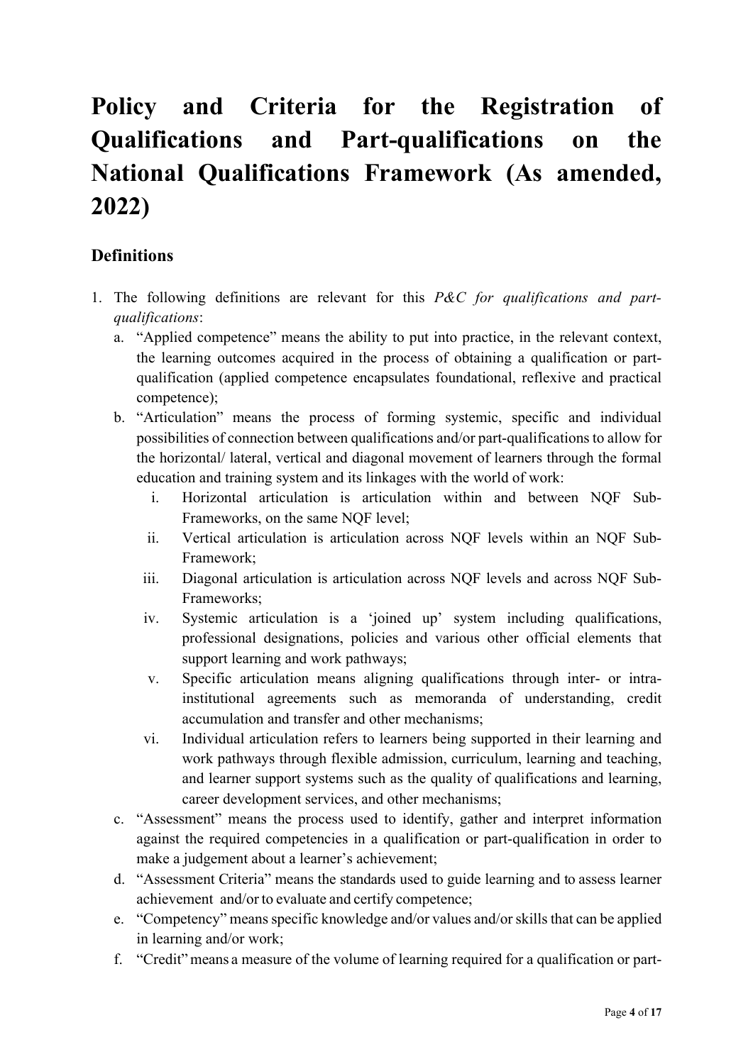# Policy and Criteria for the Registration of Qualifications and Part-qualifications on the National Qualifications Framework (As amended, 2022)

## Definitions

1. The following definitions are relevant for this *P&C for qualifications and part-qualifications*:
   a. "Applied competence" means the ability to put into practice, in the relevant context, the learning outcomes acquired in the process of obtaining a qualification or part-qualification (applied competence encapsulates foundational, reflexive and practical competence);
   b. "Articulation" means the process of forming systemic, specific and individual possibilities of connection between qualifications and/or part-qualifications to allow for the horizontal/ lateral, vertical and diagonal movement of learners through the formal education and training system and its linkages with the world of work:
      i. Horizontal articulation is articulation within and between NQF Sub-Frameworks, on the same NQF level;
      ii. Vertical articulation is articulation across NQF levels within an NQF Sub-Framework;
      iii. Diagonal articulation is articulation across NQF levels and across NQF Sub-Frameworks;
      iv. Systemic articulation is a 'joined up' system including qualifications, professional designations, policies and various other official elements that support learning and work pathways;
      v. Specific articulation means aligning qualifications through inter- or intra-institutional agreements such as memoranda of understanding, credit accumulation and transfer and other mechanisms;
      vi. Individual articulation refers to learners being supported in their learning and work pathways through flexible admission, curriculum, learning and teaching, and learner support systems such as the quality of qualifications and learning, career development services, and other mechanisms;
   c. "Assessment" means the process used to identify, gather and interpret information against the required competencies in a qualification or part-qualification in order to make a judgement about a learner's achievement;
   d. "Assessment Criteria" means the standards used to guide learning and to assess learner achievement and/or to evaluate and certify competence;
   e. "Competency" means specific knowledge and/or values and/or skills that can be applied in learning and/or work;
   f. "Credit" means a measure of the volume of learning required for a qualification or part-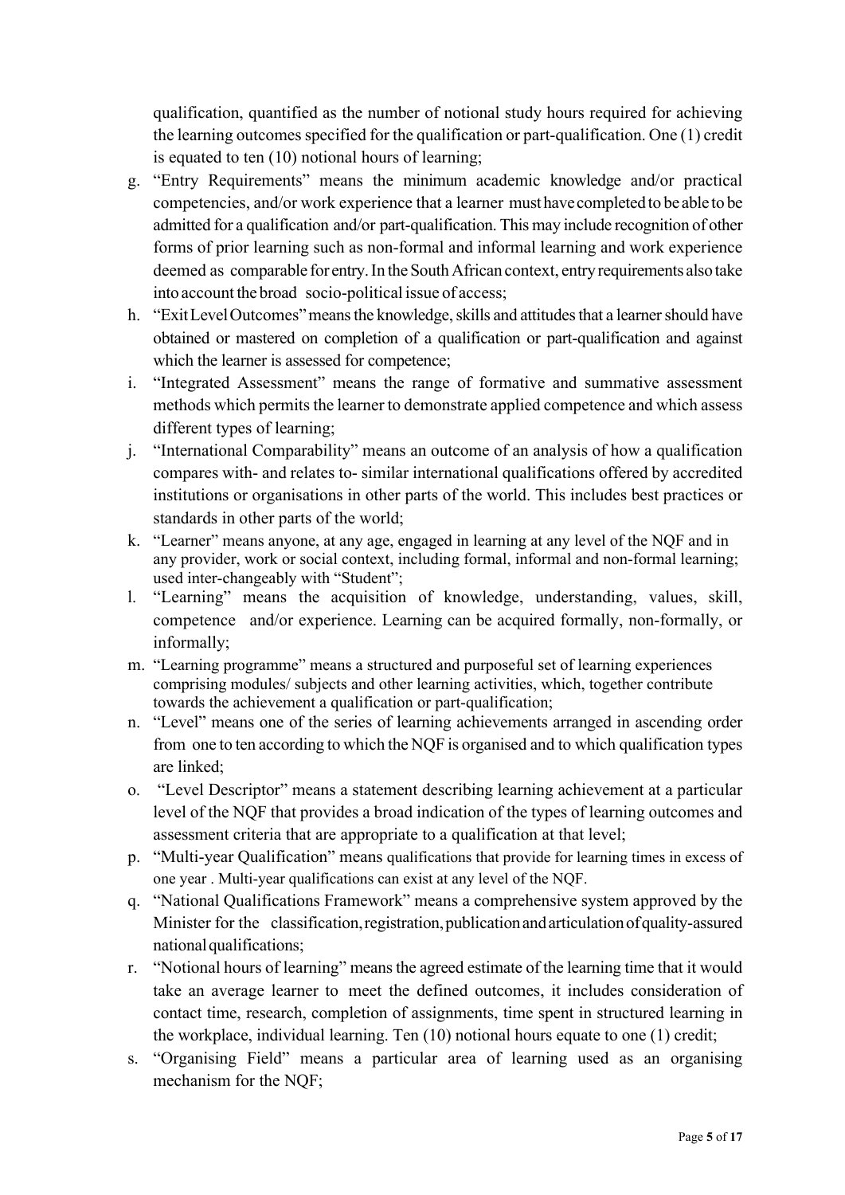qualification, quantified as the number of notional study hours required for achieving the learning outcomes specified for the qualification or part-qualification. One (1) credit is equated to ten (10) notional hours of learning;

g. "Entry Requirements" means the minimum academic knowledge and/or practical competencies, and/or work experience that a learner must have completed to be able to be admitted for a qualification and/or part-qualification. This may include recognition of other forms of prior learning such as non-formal and informal learning and work experience deemed as comparable for entry. In the South African context, entry requirements also take into account the broad socio-political issue of access;

h. "Exit Level Outcomes" means the knowledge, skills and attitudes that a learner should have obtained or mastered on completion of a qualification or part-qualification and against which the learner is assessed for competence;

i. "Integrated Assessment" means the range of formative and summative assessment methods which permits the learner to demonstrate applied competence and which assess different types of learning;

j. "International Comparability" means an outcome of an analysis of how a qualification compares with- and relates to- similar international qualifications offered by accredited institutions or organisations in other parts of the world. This includes best practices or standards in other parts of the world;

k. "Learner" means anyone, at any age, engaged in learning at any level of the NQF and in any provider, work or social context, including formal, informal and non-formal learning; used inter-changeably with "Student";

l. "Learning" means the acquisition of knowledge, understanding, values, skill, competence and/or experience. Learning can be acquired formally, non-formally, or informally;

m. "Learning programme" means a structured and purposeful set of learning experiences comprising modules/ subjects and other learning activities, which, together contribute towards the achievement a qualification or part-qualification;

n. "Level" means one of the series of learning achievements arranged in ascending order from one to ten according to which the NQF is organised and to which qualification types are linked;

o. "Level Descriptor" means a statement describing learning achievement at a particular level of the NQF that provides a broad indication of the types of learning outcomes and assessment criteria that are appropriate to a qualification at that level;

p. "Multi-year Qualification" means qualifications that provide for learning times in excess of one year . Multi-year qualifications can exist at any level of the NQF.

q. "National Qualifications Framework" means a comprehensive system approved by the Minister for the classification, registration, publication and articulation of quality-assured national qualifications;

r. "Notional hours of learning" means the agreed estimate of the learning time that it would take an average learner to meet the defined outcomes, it includes consideration of contact time, research, completion of assignments, time spent in structured learning in the workplace, individual learning. Ten (10) notional hours equate to one (1) credit;

s. "Organising Field" means a particular area of learning used as an organising mechanism for the NQF;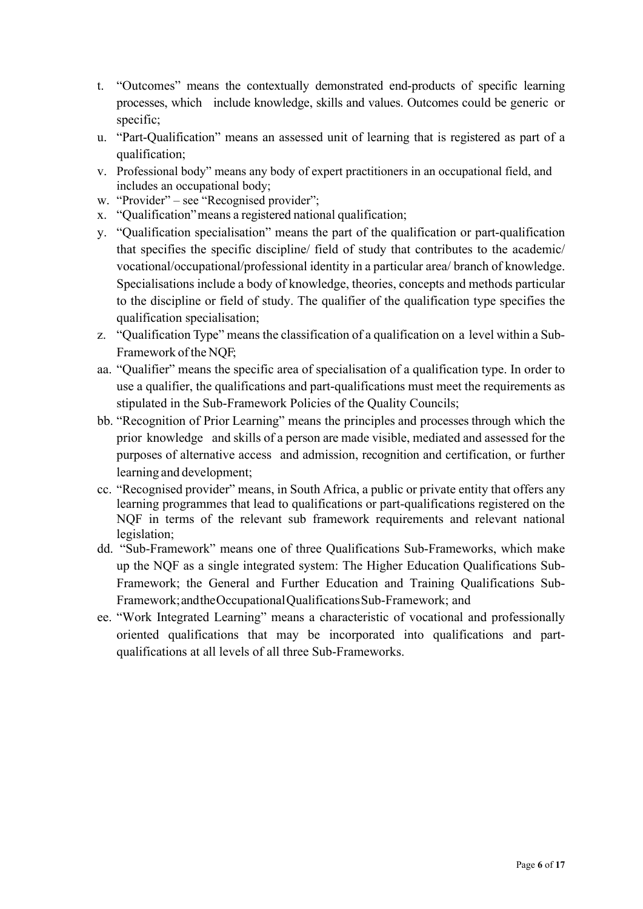t. "Outcomes" means the contextually demonstrated end-products of specific learning processes, which include knowledge, skills and values. Outcomes could be generic or specific;

u. "Part-Qualification" means an assessed unit of learning that is registered as part of a qualification;

v. Professional body" means any body of expert practitioners in an occupational field, and includes an occupational body;

w. "Provider" – see "Recognised provider";

x. "Qualification" means a registered national qualification;

y. "Qualification specialisation" means the part of the qualification or part-qualification that specifies the specific discipline/ field of study that contributes to the academic/ vocational/occupational/professional identity in a particular area/ branch of knowledge. Specialisations include a body of knowledge, theories, concepts and methods particular to the discipline or field of study. The qualifier of the qualification type specifies the qualification specialisation;

z. "Qualification Type" means the classification of a qualification on a level within a Sub-Framework of the NQF;

aa. "Qualifier" means the specific area of specialisation of a qualification type. In order to use a qualifier, the qualifications and part-qualifications must meet the requirements as stipulated in the Sub-Framework Policies of the Quality Councils;

bb. "Recognition of Prior Learning" means the principles and processes through which the prior knowledge and skills of a person are made visible, mediated and assessed for the purposes of alternative access and admission, recognition and certification, or further learning and development;

cc. "Recognised provider" means, in South Africa, a public or private entity that offers any learning programmes that lead to qualifications or part-qualifications registered on the NQF in terms of the relevant sub framework requirements and relevant national legislation;

dd. "Sub-Framework" means one of three Qualifications Sub-Frameworks, which make up the NQF as a single integrated system: The Higher Education Qualifications Sub-Framework; the General and Further Education and Training Qualifications Sub-Framework; and the Occupational Qualifications Sub-Framework; and

ee. "Work Integrated Learning" means a characteristic of vocational and professionally oriented qualifications that may be incorporated into qualifications and part-qualifications at all levels of all three Sub-Frameworks.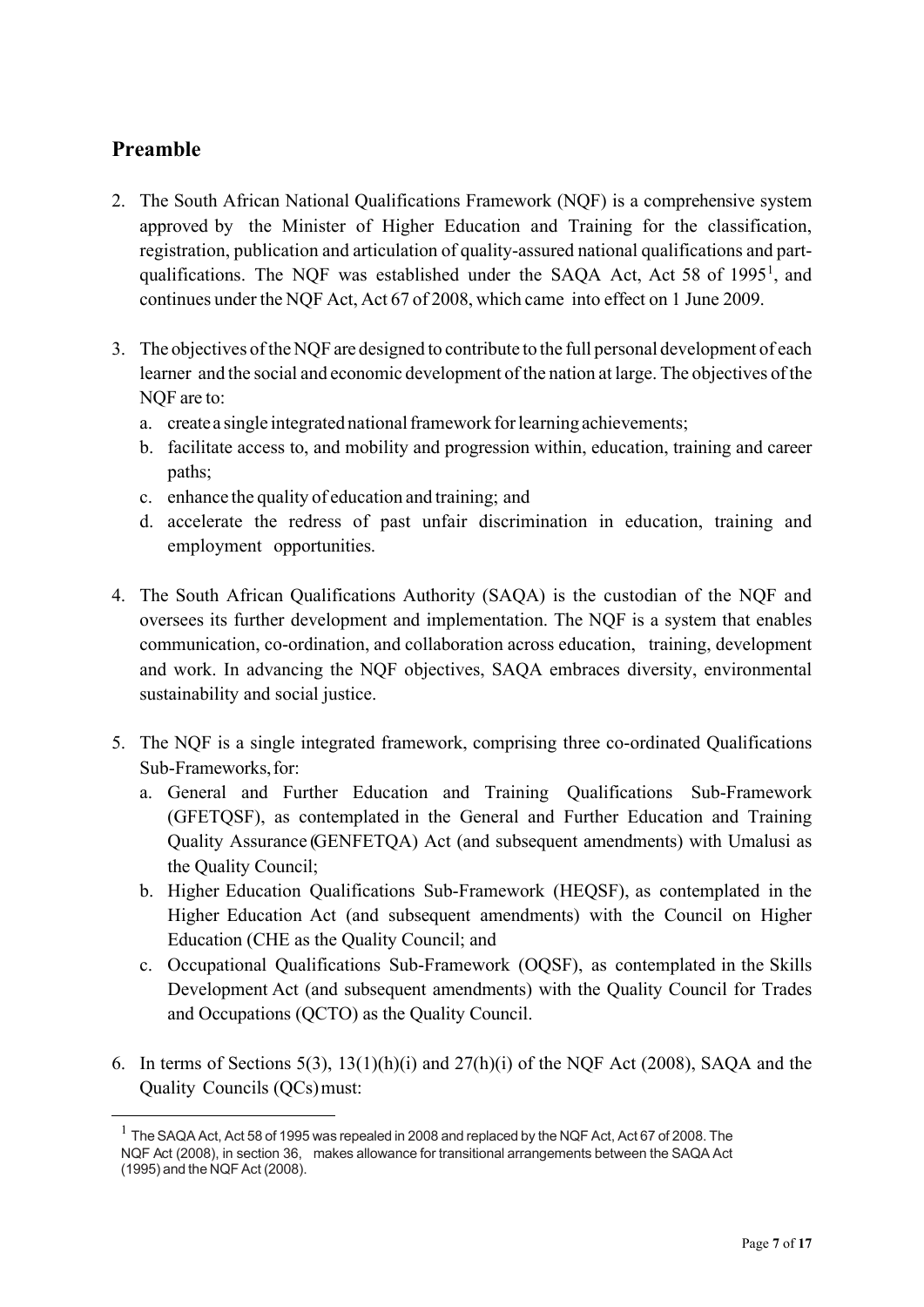## Preamble

2. The South African National Qualifications Framework (NQF) is a comprehensive system approved by the Minister of Higher Education and Training for the classification, registration, publication and articulation of quality-assured national qualifications and part-qualifications. The NQF was established under the SAQA Act, Act 58 of 1995[1], and continues under the NQF Act, Act 67 of 2008, which came into effect on 1 June 2009.

3. The objectives of the NQF are designed to contribute to the full personal development of each learner and the social and economic development of the nation at large. The objectives of the NQF are to:
   a. create a single integrated national framework for learning achievements;
   b. facilitate access to, and mobility and progression within, education, training and career paths;
   c. enhance the quality of education and training; and
   d. accelerate the redress of past unfair discrimination in education, training and employment opportunities.

4. The South African Qualifications Authority (SAQA) is the custodian of the NQF and oversees its further development and implementation. The NQF is a system that enables communication, co-ordination, and collaboration across education, training, development and work. In advancing the NQF objectives, SAQA embraces diversity, environmental sustainability and social justice.

5. The NQF is a single integrated framework, comprising three co-ordinated Qualifications Sub-Frameworks, for:
   a. General and Further Education and Training Qualifications Sub-Framework (GFETQSF), as contemplated in the General and Further Education and Training Quality Assurance (GENFETQA) Act (and subsequent amendments) with Umalusi as the Quality Council;
   b. Higher Education Qualifications Sub-Framework (HEQSF), as contemplated in the Higher Education Act (and subsequent amendments) with the Council on Higher Education (CHE as the Quality Council; and
   c. Occupational Qualifications Sub-Framework (OQSF), as contemplated in the Skills Development Act (and subsequent amendments) with the Quality Council for Trades and Occupations (QCTO) as the Quality Council.

6. In terms of Sections 5(3), 13(1)(h)(i) and 27(h)(i) of the NQF Act (2008), SAQA and the Quality Councils (QCs) must:

---

[1] The SAQA Act, Act 58 of 1995 was repealed in 2008 and replaced by the NQF Act, Act 67 of 2008. The NQF Act (2008), in section 36, makes allowance for transitional arrangements between the SAQA Act (1995) and the NQF Act (2008).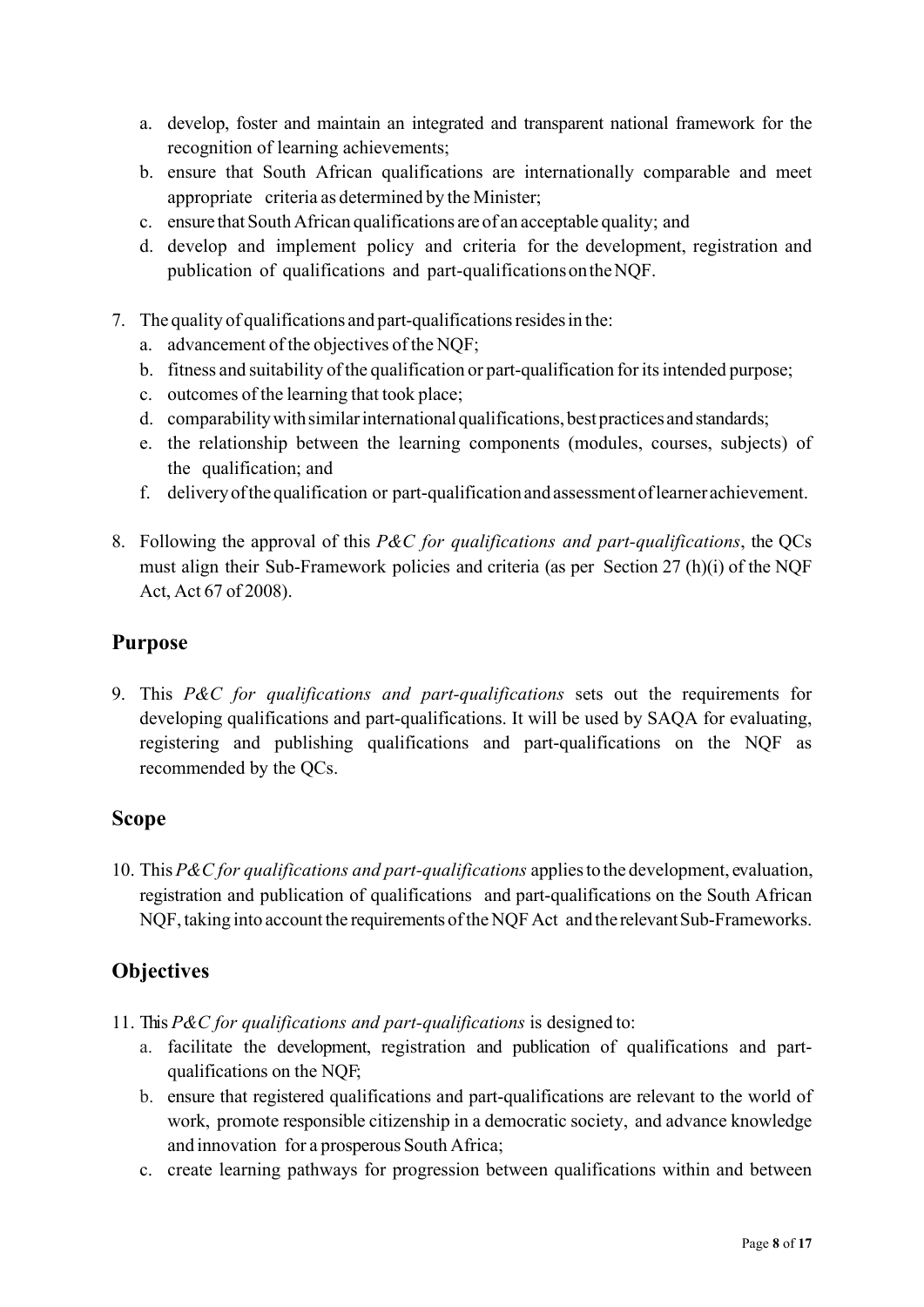a. develop, foster and maintain an integrated and transparent national framework for the recognition of learning achievements;
b. ensure that South African qualifications are internationally comparable and meet appropriate criteria as determined by the Minister;
c. ensure that South African qualifications are of an acceptable quality; and
d. develop and implement policy and criteria for the development, registration and publication of qualifications and part-qualifications on the NQF.

7. The quality of qualifications and part-qualifications resides in the:
   a. advancement of the objectives of the NQF;
   b. fitness and suitability of the qualification or part-qualification for its intended purpose;
   c. outcomes of the learning that took place;
   d. comparability with similar international qualifications, best practices and standards;
   e. the relationship between the learning components (modules, courses, subjects) of the qualification; and
   f. delivery of the qualification or part-qualification and assessment of learner achievement.

8. Following the approval of this *P&C for qualifications and part-qualifications*, the QCs must align their Sub-Framework policies and criteria (as per Section 27 (h)(i) of the NQF Act, Act 67 of 2008).

## Purpose

9. This *P&C for qualifications and part-qualifications* sets out the requirements for developing qualifications and part-qualifications. It will be used by SAQA for evaluating, registering and publishing qualifications and part-qualifications on the NQF as recommended by the QCs.

## Scope

10. This *P&C for qualifications and part-qualifications* applies to the development, evaluation, registration and publication of qualifications and part-qualifications on the South African NQF, taking into account the requirements of the NQF Act and the relevant Sub-Frameworks.

## Objectives

11. This *P&C for qualifications and part-qualifications* is designed to:
    a. facilitate the development, registration and publication of qualifications and part-qualifications on the NQF;
    b. ensure that registered qualifications and part-qualifications are relevant to the world of work, promote responsible citizenship in a democratic society, and advance knowledge and innovation for a prosperous South Africa;
    c. create learning pathways for progression between qualifications within and between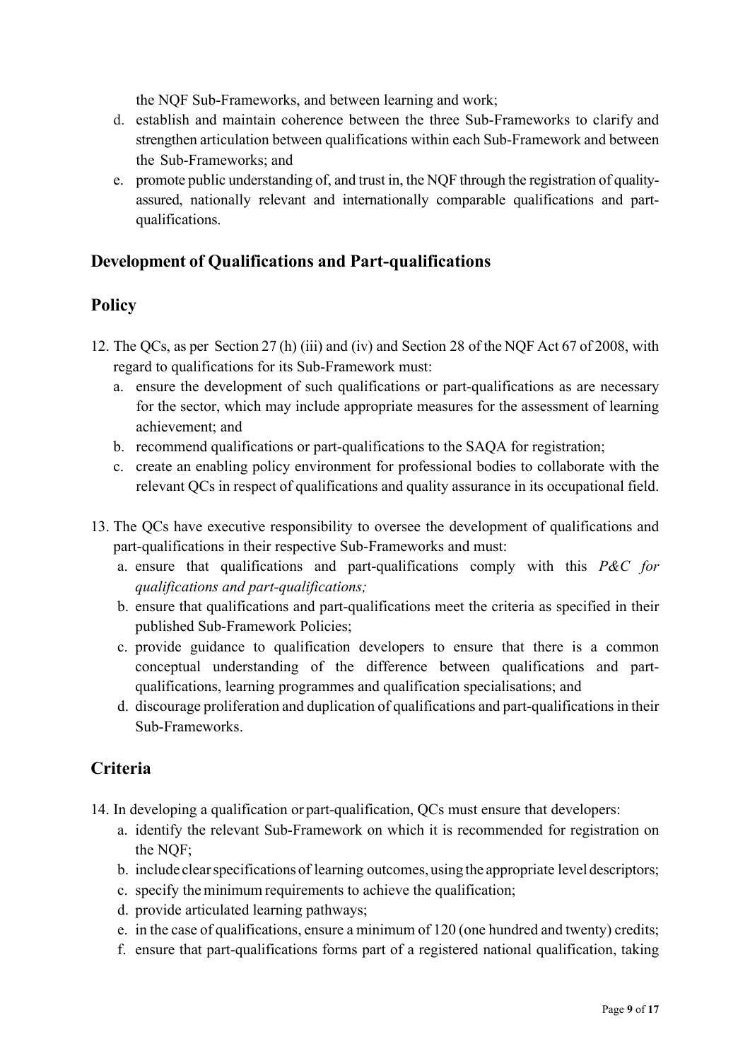the NQF Sub-Frameworks, and between learning and work;

d. establish and maintain coherence between the three Sub-Frameworks to clarify and strengthen articulation between qualifications within each Sub-Framework and between the Sub-Frameworks; and
e. promote public understanding of, and trust in, the NQF through the registration of quality-assured, nationally relevant and internationally comparable qualifications and part-qualifications.

## Development of Qualifications and Part-qualifications

## Policy

12. The QCs, as per Section 27 (h) (iii) and (iv) and Section 28 of the NQF Act 67 of 2008, with regard to qualifications for its Sub-Framework must:
    a. ensure the development of such qualifications or part-qualifications as are necessary for the sector, which may include appropriate measures for the assessment of learning achievement; and
    b. recommend qualifications or part-qualifications to the SAQA for registration;
    c. create an enabling policy environment for professional bodies to collaborate with the relevant QCs in respect of qualifications and quality assurance in its occupational field.

13. The QCs have executive responsibility to oversee the development of qualifications and part-qualifications in their respective Sub-Frameworks and must:
    a. ensure that qualifications and part-qualifications comply with this *P&C for qualifications and part-qualifications;*
    b. ensure that qualifications and part-qualifications meet the criteria as specified in their published Sub-Framework Policies;
    c. provide guidance to qualification developers to ensure that there is a common conceptual understanding of the difference between qualifications and part-qualifications, learning programmes and qualification specialisations; and
    d. discourage proliferation and duplication of qualifications and part-qualifications in their Sub-Frameworks.

## Criteria

14. In developing a qualification or part-qualification, QCs must ensure that developers:
    a. identify the relevant Sub-Framework on which it is recommended for registration on the NQF;
    b. include clear specifications of learning outcomes, using the appropriate level descriptors;
    c. specify the minimum requirements to achieve the qualification;
    d. provide articulated learning pathways;
    e. in the case of qualifications, ensure a minimum of 120 (one hundred and twenty) credits;
    f. ensure that part-qualifications forms part of a registered national qualification, taking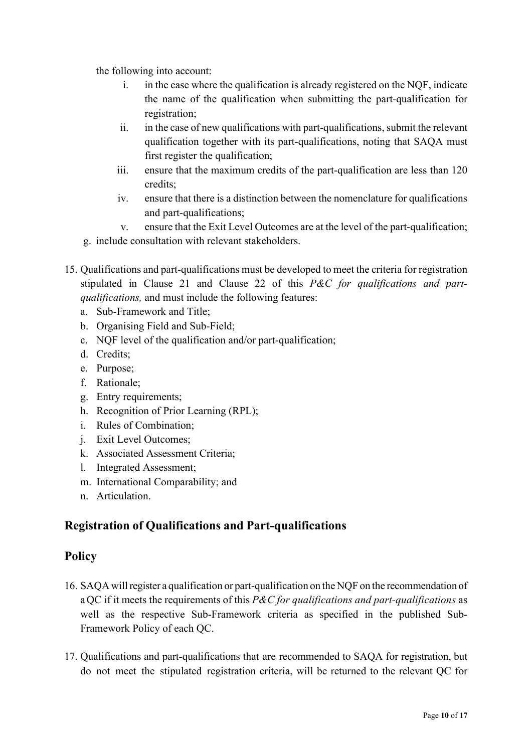the following into account:

i. in the case where the qualification is already registered on the NQF, indicate the name of the qualification when submitting the part-qualification for registration;
ii. in the case of new qualifications with part-qualifications, submit the relevant qualification together with its part-qualifications, noting that SAQA must first register the qualification;
iii. ensure that the maximum credits of the part-qualification are less than 120 credits;
iv. ensure that there is a distinction between the nomenclature for qualifications and part-qualifications;
v. ensure that the Exit Level Outcomes are at the level of the part-qualification;

g. include consultation with relevant stakeholders.

15. Qualifications and part-qualifications must be developed to meet the criteria for registration stipulated in Clause 21 and Clause 22 of this *P&C for qualifications and part-qualifications,* and must include the following features:
    a. Sub-Framework and Title;
    b. Organising Field and Sub-Field;
    c. NQF level of the qualification and/or part-qualification;
    d. Credits;
    e. Purpose;
    f. Rationale;
    g. Entry requirements;
    h. Recognition of Prior Learning (RPL);
    i. Rules of Combination;
    j. Exit Level Outcomes;
    k. Associated Assessment Criteria;
    l. Integrated Assessment;
    m. International Comparability; and
    n. Articulation.

## Registration of Qualifications and Part-qualifications

## Policy

16. SAQA will register a qualification or part-qualification on the NQF on the recommendation of a QC if it meets the requirements of this *P&C for qualifications and part-qualifications* as well as the respective Sub-Framework criteria as specified in the published Sub-Framework Policy of each QC.

17. Qualifications and part-qualifications that are recommended to SAQA for registration, but do not meet the stipulated registration criteria, will be returned to the relevant QC for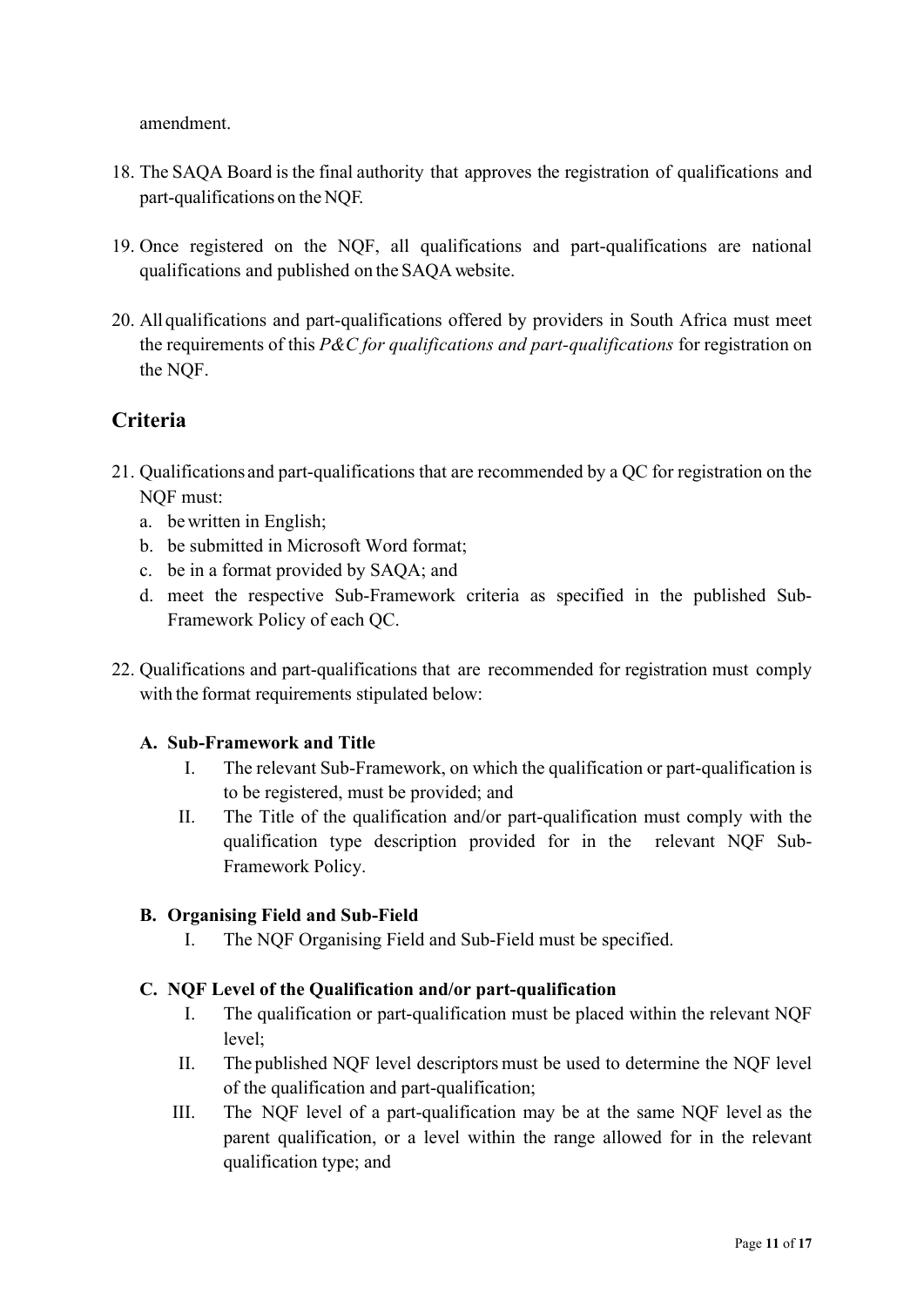amendment.

18. The SAQA Board is the final authority that approves the registration of qualifications and part-qualifications on the NQF.

19. Once registered on the NQF, all qualifications and part-qualifications are national qualifications and published on the SAQA website.

20. All qualifications and part-qualifications offered by providers in South Africa must meet the requirements of this *P&C for qualifications and part-qualifications* for registration on the NQF.

## Criteria

21. Qualifications and part-qualifications that are recommended by a QC for registration on the NQF must:
    a. be written in English;
    b. be submitted in Microsoft Word format;
    c. be in a format provided by SAQA; and
    d. meet the respective Sub-Framework criteria as specified in the published Sub-Framework Policy of each QC.

22. Qualifications and part-qualifications that are recommended for registration must comply with the format requirements stipulated below:

**A. Sub-Framework and Title**

I. The relevant Sub-Framework, on which the qualification or part-qualification is to be registered, must be provided; and

II. The Title of the qualification and/or part-qualification must comply with the qualification type description provided for in the relevant NQF Sub-Framework Policy.

**B. Organising Field and Sub-Field**

I. The NQF Organising Field and Sub-Field must be specified.

**C. NQF Level of the Qualification and/or part-qualification**

I. The qualification or part-qualification must be placed within the relevant NQF level;

II. The published NQF level descriptors must be used to determine the NQF level of the qualification and part-qualification;

III. The NQF level of a part-qualification may be at the same NQF level as the parent qualification, or a level within the range allowed for in the relevant qualification type; and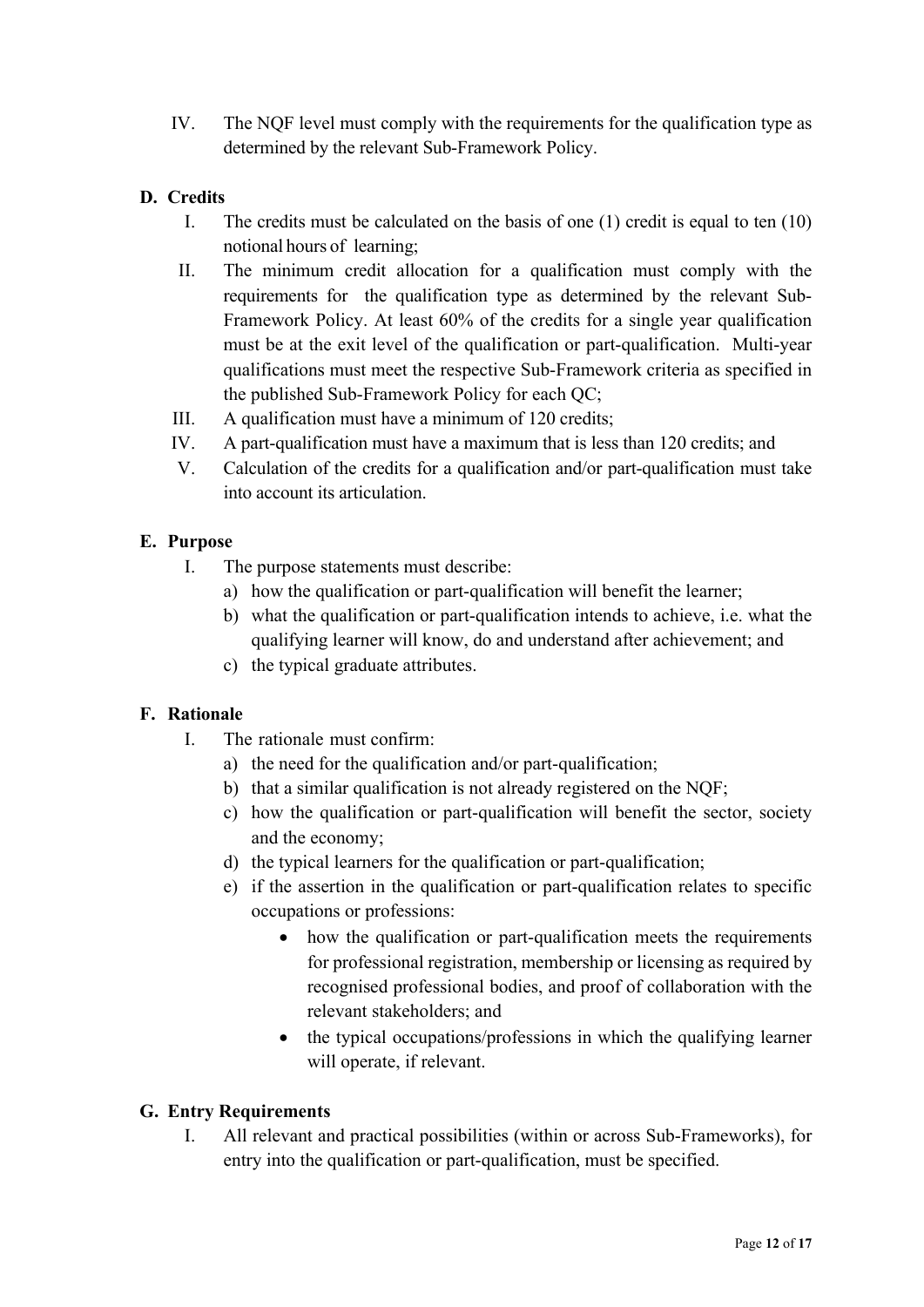IV. The NQF level must comply with the requirements for the qualification type as determined by the relevant Sub-Framework Policy.

**D. Credits**

I. The credits must be calculated on the basis of one (1) credit is equal to ten (10) notional hours of learning;

II. The minimum credit allocation for a qualification must comply with the requirements for the qualification type as determined by the relevant Sub-Framework Policy. At least 60% of the credits for a single year qualification must be at the exit level of the qualification or part-qualification. Multi-year qualifications must meet the respective Sub-Framework criteria as specified in the published Sub-Framework Policy for each QC;

III. A qualification must have a minimum of 120 credits;

IV. A part-qualification must have a maximum that is less than 120 credits; and

V. Calculation of the credits for a qualification and/or part-qualification must take into account its articulation.

**E. Purpose**

I. The purpose statements must describe:
   a) how the qualification or part-qualification will benefit the learner;
   b) what the qualification or part-qualification intends to achieve, i.e. what the qualifying learner will know, do and understand after achievement; and
   c) the typical graduate attributes.

**F. Rationale**

I. The rationale must confirm:
   a) the need for the qualification and/or part-qualification;
   b) that a similar qualification is not already registered on the NQF;
   c) how the qualification or part-qualification will benefit the sector, society and the economy;
   d) the typical learners for the qualification or part-qualification;
   e) if the assertion in the qualification or part-qualification relates to specific occupations or professions:
      - how the qualification or part-qualification meets the requirements for professional registration, membership or licensing as required by recognised professional bodies, and proof of collaboration with the relevant stakeholders; and
      - the typical occupations/professions in which the qualifying learner will operate, if relevant.

**G. Entry Requirements**

I. All relevant and practical possibilities (within or across Sub-Frameworks), for entry into the qualification or part-qualification, must be specified.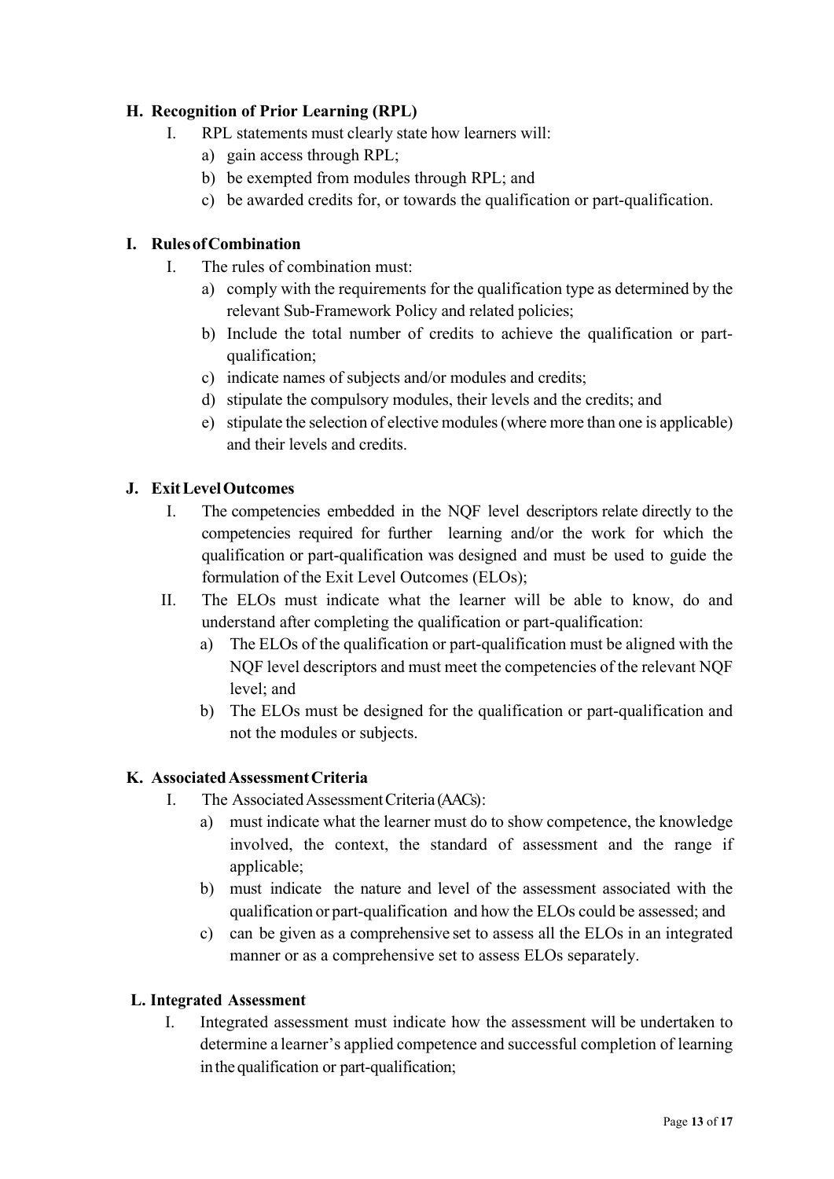### H. Recognition of Prior Learning (RPL)

I. RPL statements must clearly state how learners will:

   a) gain access through RPL;

   b) be exempted from modules through RPL; and

   c) be awarded credits for, or towards the qualification or part-qualification.

### I. Rules of Combination

I. The rules of combination must:

   a) comply with the requirements for the qualification type as determined by the relevant Sub-Framework Policy and related policies;

   b) Include the total number of credits to achieve the qualification or part-qualification;

   c) indicate names of subjects and/or modules and credits;

   d) stipulate the compulsory modules, their levels and the credits; and

   e) stipulate the selection of elective modules (where more than one is applicable) and their levels and credits.

### J. Exit Level Outcomes

I. The competencies embedded in the NQF level descriptors relate directly to the competencies required for further learning and/or the work for which the qualification or part-qualification was designed and must be used to guide the formulation of the Exit Level Outcomes (ELOs);

II. The ELOs must indicate what the learner will be able to know, do and understand after completing the qualification or part-qualification:

   a) The ELOs of the qualification or part-qualification must be aligned with the NQF level descriptors and must meet the competencies of the relevant NQF level; and

   b) The ELOs must be designed for the qualification or part-qualification and not the modules or subjects.

### K. Associated Assessment Criteria

I. The Associated Assessment Criteria (AACs):

   a) must indicate what the learner must do to show competence, the knowledge involved, the context, the standard of assessment and the range if applicable;

   b) must indicate the nature and level of the assessment associated with the qualification or part-qualification and how the ELOs could be assessed; and

   c) can be given as a comprehensive set to assess all the ELOs in an integrated manner or as a comprehensive set to assess ELOs separately.

### L. Integrated Assessment

I. Integrated assessment must indicate how the assessment will be undertaken to determine a learner's applied competence and successful completion of learning in the qualification or part-qualification;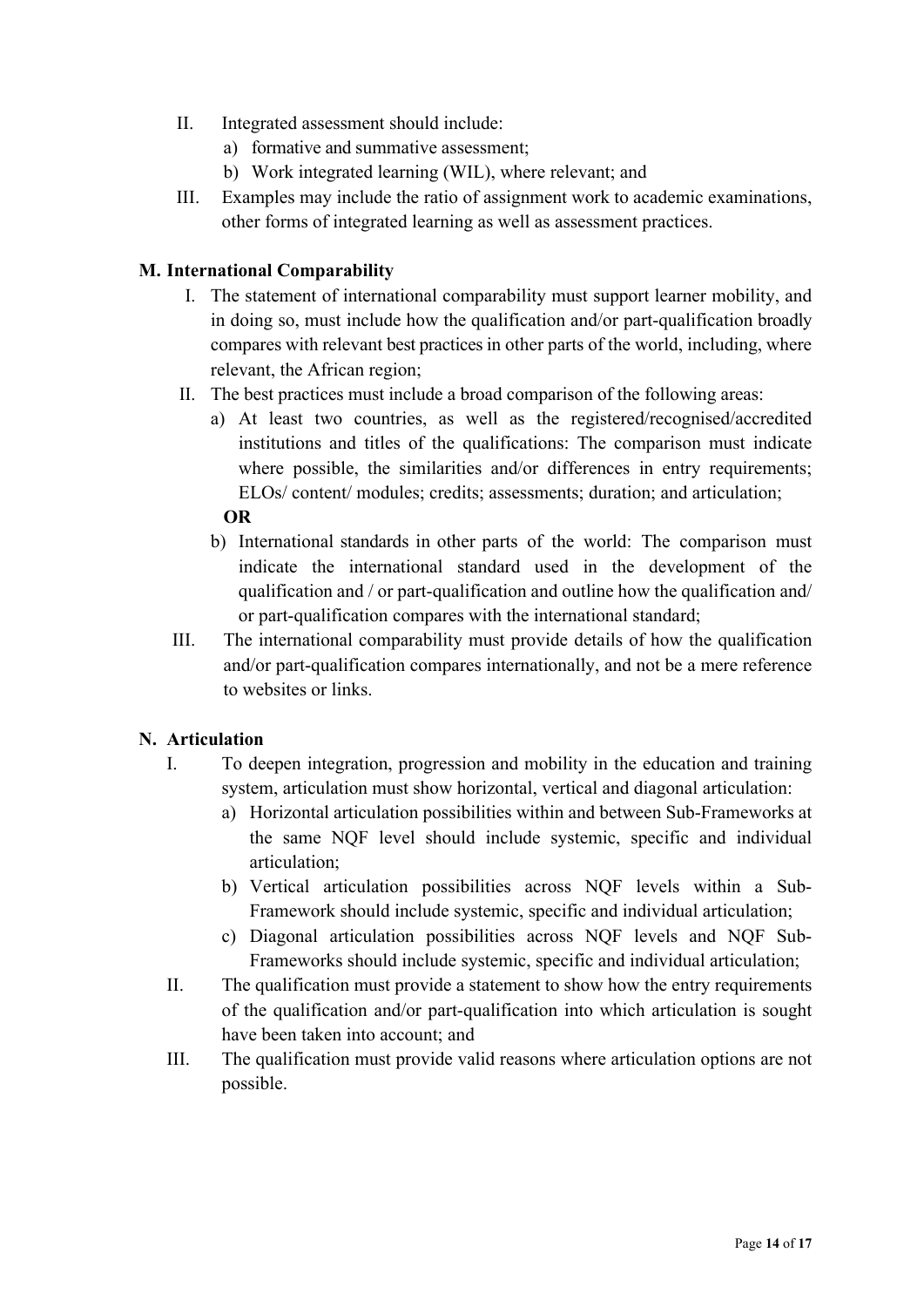II. Integrated assessment should include:
   a) formative and summative assessment;
   b) Work integrated learning (WIL), where relevant; and

III. Examples may include the ratio of assignment work to academic examinations, other forms of integrated learning as well as assessment practices.

**M. International Comparability**

I. The statement of international comparability must support learner mobility, and in doing so, must include how the qualification and/or part-qualification broadly compares with relevant best practices in other parts of the world, including, where relevant, the African region;

II. The best practices must include a broad comparison of the following areas:
   a) At least two countries, as well as the registered/recognised/accredited institutions and titles of the qualifications: The comparison must indicate where possible, the similarities and/or differences in entry requirements; ELOs/ content/ modules; credits; assessments; duration; and articulation;

   **OR**

   b) International standards in other parts of the world: The comparison must indicate the international standard used in the development of the qualification and / or part-qualification and outline how the qualification and/ or part-qualification compares with the international standard;

III. The international comparability must provide details of how the qualification and/or part-qualification compares internationally, and not be a mere reference to websites or links.

**N. Articulation**

I. To deepen integration, progression and mobility in the education and training system, articulation must show horizontal, vertical and diagonal articulation:
   a) Horizontal articulation possibilities within and between Sub-Frameworks at the same NQF level should include systemic, specific and individual articulation;
   b) Vertical articulation possibilities across NQF levels within a Sub-Framework should include systemic, specific and individual articulation;
   c) Diagonal articulation possibilities across NQF levels and NQF Sub-Frameworks should include systemic, specific and individual articulation;

II. The qualification must provide a statement to show how the entry requirements of the qualification and/or part-qualification into which articulation is sought have been taken into account; and

III. The qualification must provide valid reasons where articulation options are not possible.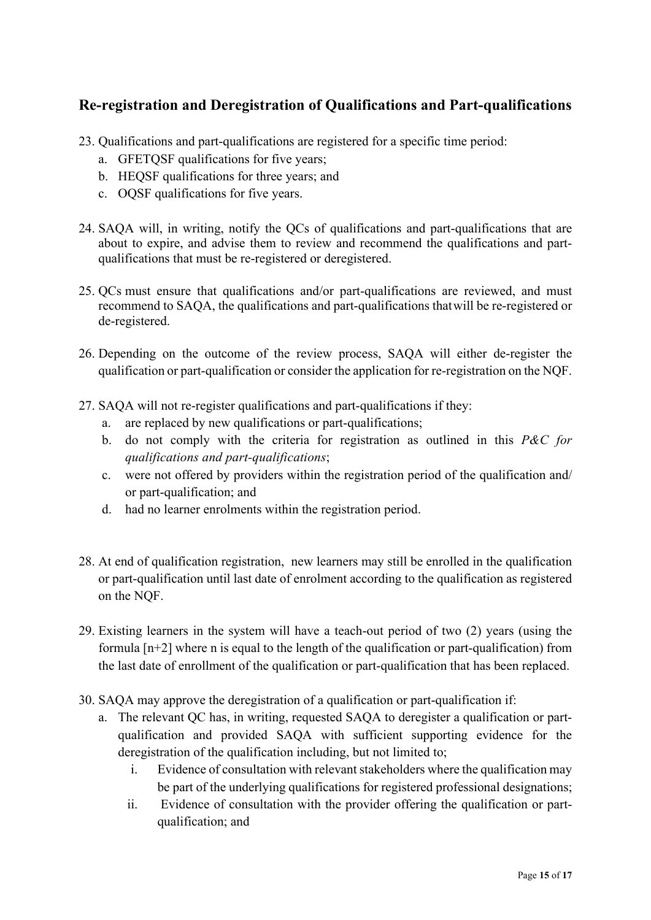## Re-registration and Deregistration of Qualifications and Part-qualifications

23. Qualifications and part-qualifications are registered for a specific time period:
    a. GFETQSF qualifications for five years;
    b. HEQSF qualifications for three years; and
    c. OQSF qualifications for five years.

24. SAQA will, in writing, notify the QCs of qualifications and part-qualifications that are about to expire, and advise them to review and recommend the qualifications and part-qualifications that must be re-registered or deregistered.

25. QCs must ensure that qualifications and/or part-qualifications are reviewed, and must recommend to SAQA, the qualifications and part-qualifications that will be re-registered or de-registered.

26. Depending on the outcome of the review process, SAQA will either de-register the qualification or part-qualification or consider the application for re-registration on the NQF.

27. SAQA will not re-register qualifications and part-qualifications if they:
    a. are replaced by new qualifications or part-qualifications;
    b. do not comply with the criteria for registration as outlined in this *P&C for qualifications and part-qualifications*;
    c. were not offered by providers within the registration period of the qualification and/ or part-qualification; and
    d. had no learner enrolments within the registration period.

28. At end of qualification registration, new learners may still be enrolled in the qualification or part-qualification until last date of enrolment according to the qualification as registered on the NQF.

29. Existing learners in the system will have a teach-out period of two (2) years (using the formula [n+2] where n is equal to the length of the qualification or part-qualification) from the last date of enrollment of the qualification or part-qualification that has been replaced.

30. SAQA may approve the deregistration of a qualification or part-qualification if:
    a. The relevant QC has, in writing, requested SAQA to deregister a qualification or part-qualification and provided SAQA with sufficient supporting evidence for the deregistration of the qualification including, but not limited to;
        i. Evidence of consultation with relevant stakeholders where the qualification may be part of the underlying qualifications for registered professional designations;
        ii. Evidence of consultation with the provider offering the qualification or part-qualification; and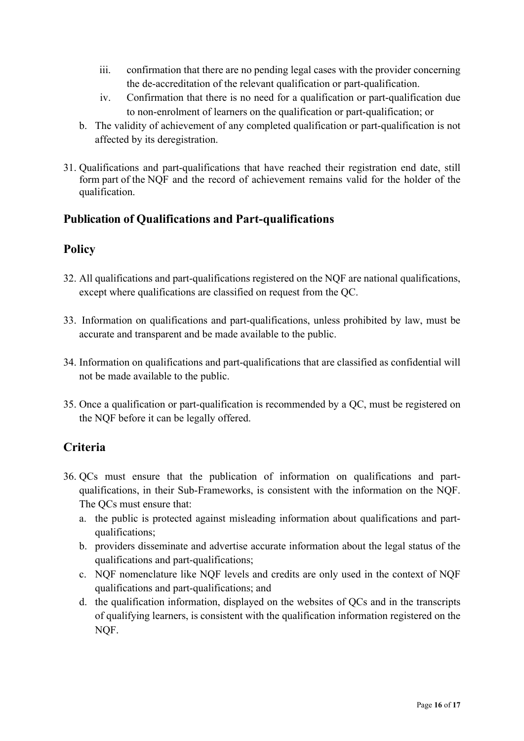iii. confirmation that there are no pending legal cases with the provider concerning the de-accreditation of the relevant qualification or part-qualification.
   iv. Confirmation that there is no need for a qualification or part-qualification due to non-enrolment of learners on the qualification or part-qualification; or

b. The validity of achievement of any completed qualification or part-qualification is not affected by its deregistration.

31. Qualifications and part-qualifications that have reached their registration end date, still form part of the NQF and the record of achievement remains valid for the holder of the qualification.

## Publication of Qualifications and Part-qualifications

## Policy

32. All qualifications and part-qualifications registered on the NQF are national qualifications, except where qualifications are classified on request from the QC.

33. Information on qualifications and part-qualifications, unless prohibited by law, must be accurate and transparent and be made available to the public.

34. Information on qualifications and part-qualifications that are classified as confidential will not be made available to the public.

35. Once a qualification or part-qualification is recommended by a QC, must be registered on the NQF before it can be legally offered.

## Criteria

36. QCs must ensure that the publication of information on qualifications and part-qualifications, in their Sub-Frameworks, is consistent with the information on the NQF. The QCs must ensure that:
    a. the public is protected against misleading information about qualifications and part-qualifications;
    b. providers disseminate and advertise accurate information about the legal status of the qualifications and part-qualifications;
    c. NQF nomenclature like NQF levels and credits are only used in the context of NQF qualifications and part-qualifications; and
    d. the qualification information, displayed on the websites of QCs and in the transcripts of qualifying learners, is consistent with the qualification information registered on the NQF.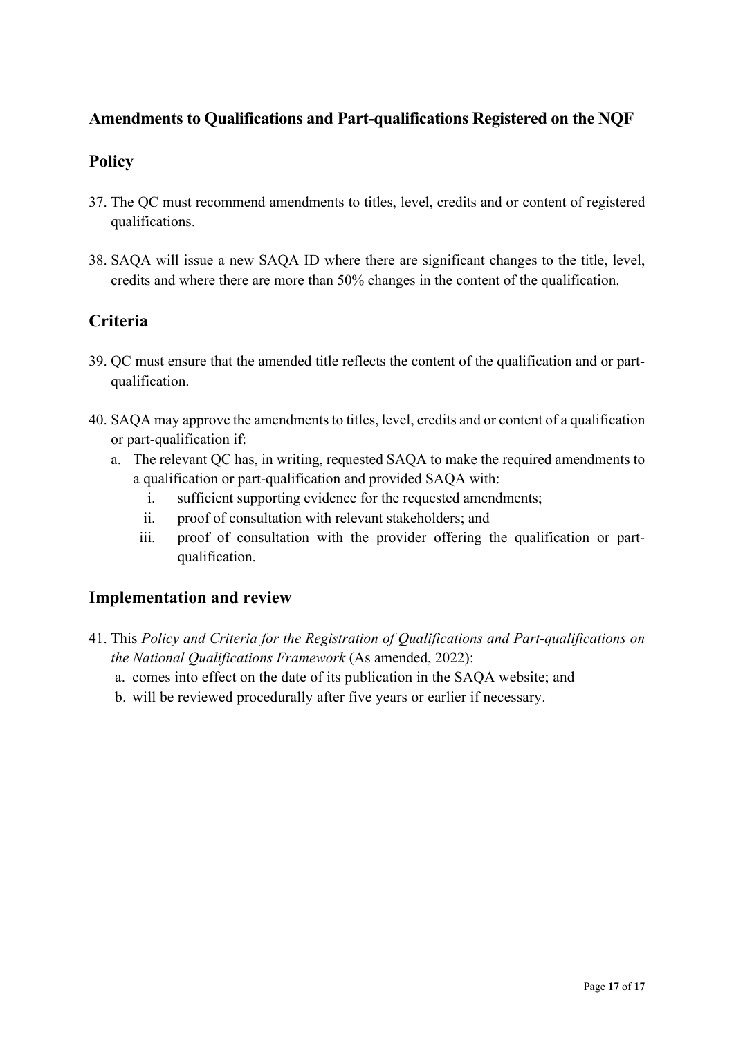## Amendments to Qualifications and Part-qualifications Registered on the NQF

## Policy

37. The QC must recommend amendments to titles, level, credits and or content of registered qualifications.

38. SAQA will issue a new SAQA ID where there are significant changes to the title, level, credits and where there are more than 50% changes in the content of the qualification.

## Criteria

39. QC must ensure that the amended title reflects the content of the qualification and or part-qualification.

40. SAQA may approve the amendments to titles, level, credits and or content of a qualification or part-qualification if:
    a. The relevant QC has, in writing, requested SAQA to make the required amendments to a qualification or part-qualification and provided SAQA with:
        i. sufficient supporting evidence for the requested amendments;
        ii. proof of consultation with relevant stakeholders; and
        iii. proof of consultation with the provider offering the qualification or part-qualification.

## Implementation and review

41. This *Policy and Criteria for the Registration of Qualifications and Part-qualifications on the National Qualifications Framework* (As amended, 2022):
    a. comes into effect on the date of its publication in the SAQA website; and
    b. will be reviewed procedurally after five years or earlier if necessary.